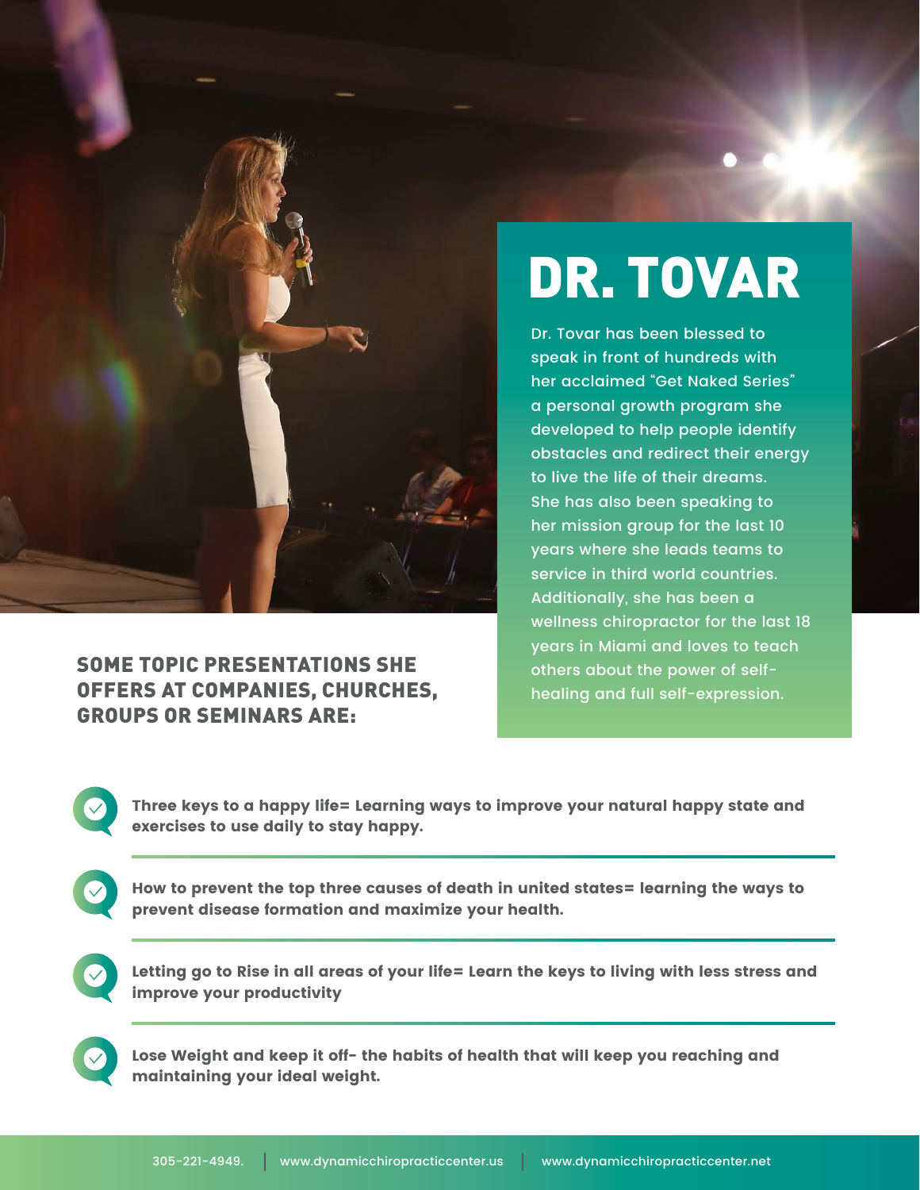# DR. TOVAR

Dr. Tovar has been blessed to speak in front of hundreds with her acclaimed "Get Naked Series" a personal growth program she developed to help people identify obstacles and redirect their energy to live the life of their dreams. She has also been speaking to her mission group for the last 10 years where she leads teams to service in third world countries. Additionally, she has been a wellness chiropractor for the last 18 years in Miami and loves to teach others about the power of self-healing and full self-expression.

## SOME TOPIC PRESENTATIONS SHE OFFERS AT COMPANIES, CHURCHES, GROUPS OR SEMINARS ARE:

- **Three keys to a happy life= Learning ways to improve your natural happy state and exercises to use daily to stay happy.**
- **How to prevent the top three causes of death in united states= learning the ways to prevent disease formation and maximize your health.**
- **Letting go to Rise in all areas of your life= Learn the keys to living with less stress and improve your productivity**
- **Lose Weight and keep it off- the habits of health that will keep you reaching and maintaining your ideal weight.**

305-221-4949. | www.dynamicchiropracticcenter.us | www.dynamicchiropracticcenter.net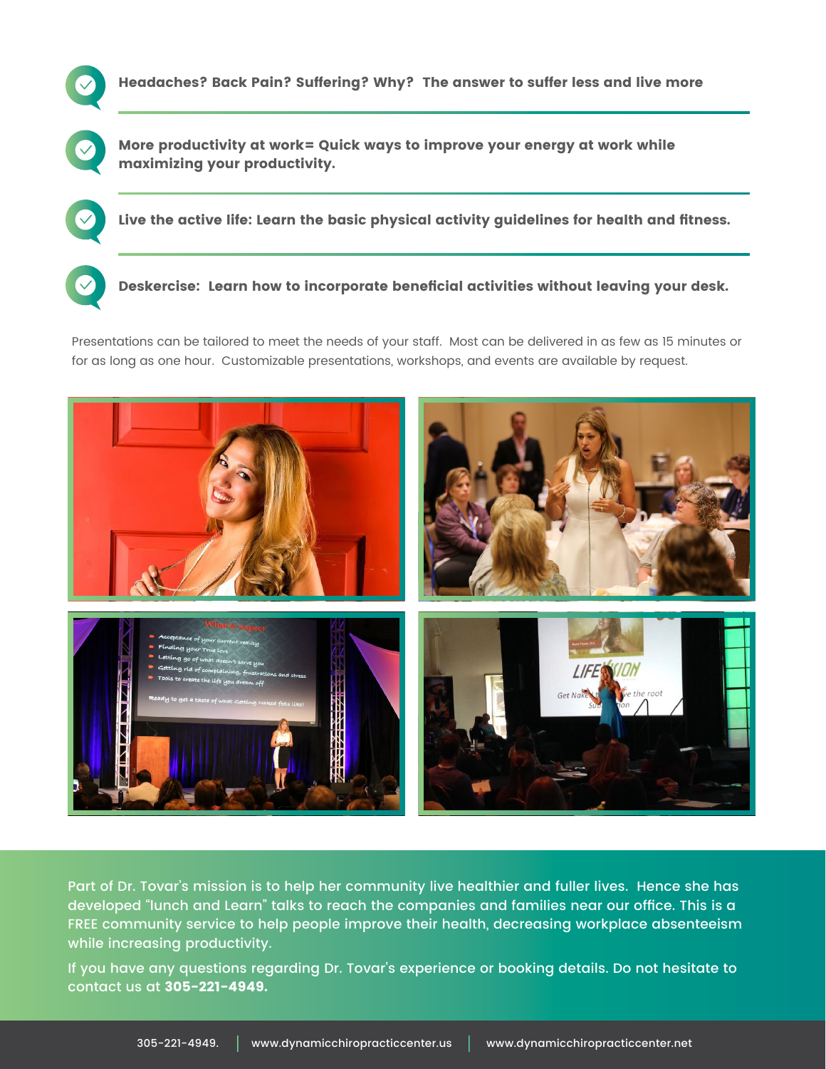- **Headaches? Back Pain? Suffering? Why? The answer to suffer less and live more**

- **More productivity at work= Quick ways to improve your energy at work while maximizing your productivity.**

- **Live the active life: Learn the basic physical activity guidelines for health and fitness.**

- **Deskercise: Learn how to incorporate beneficial activities without leaving your desk.**

Presentations can be tailored to meet the needs of your staff. Most can be delivered in as few as 15 minutes or for as long as one hour. Customizable presentations, workshops, and events are available by request.

Part of Dr. Tovar's mission is to help her community live healthier and fuller lives. Hence she has developed "lunch and Learn" talks to reach the companies and families near our office. This is a FREE community service to help people improve their health, decreasing workplace absenteeism while increasing productivity.

If you have any questions regarding Dr. Tovar's experience or booking details. Do not hesitate to contact us at **305-221-4949.**

305-221-4949. | www.dynamicchiropracticcenter.us | www.dynamicchiropracticcenter.net